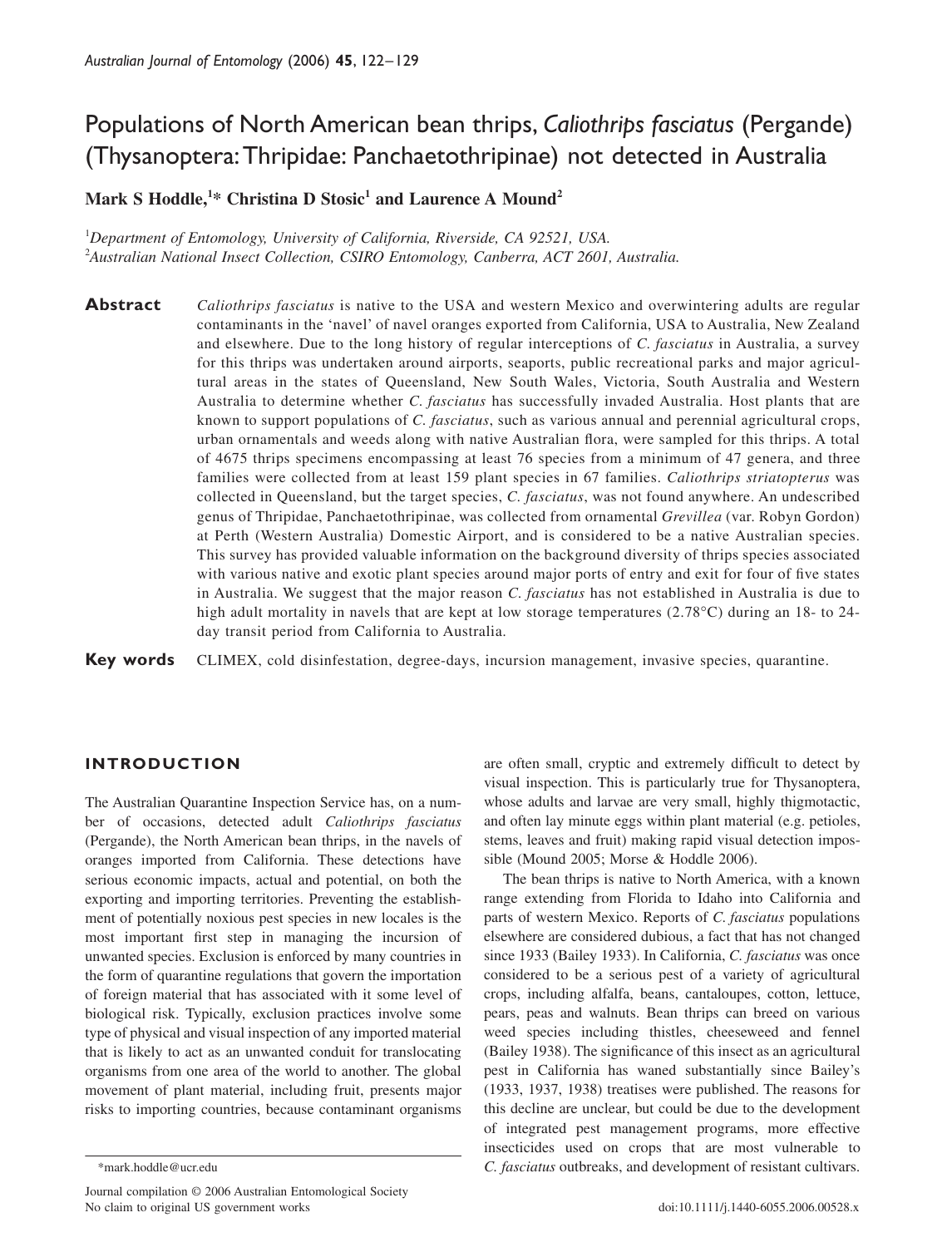# Populations of North American bean thrips, *Caliothrips fasciatus* (Pergande) (Thysanoptera: Thripidae: Panchaetothripinae) not detected in Australia

**Mark S Hoddle,[1]* Christina D Stosic[1] and Laurence A Mound[2]**

[1]*Department of Entomology, University of California, Riverside, CA 92521, USA.*
[2]*Australian National Insect Collection, CSIRO Entomology, Canberra, ACT 2601, Australia.*

**Abstract** *Caliothrips fasciatus* is native to the USA and western Mexico and overwintering adults are regular contaminants in the 'navel' of navel oranges exported from California, USA to Australia, New Zealand and elsewhere. Due to the long history of regular interceptions of *C. fasciatus* in Australia, a survey for this thrips was undertaken around airports, seaports, public recreational parks and major agricultural areas in the states of Queensland, New South Wales, Victoria, South Australia and Western Australia to determine whether *C. fasciatus* has successfully invaded Australia. Host plants that are known to support populations of *C. fasciatus*, such as various annual and perennial agricultural crops, urban ornamentals and weeds along with native Australian flora, were sampled for this thrips. A total of 4675 thrips specimens encompassing at least 76 species from a minimum of 47 genera, and three families were collected from at least 159 plant species in 67 families. *Caliothrips striatopterus* was collected in Queensland, but the target species, *C. fasciatus*, was not found anywhere. An undescribed genus of Thripidae, Panchaetothripinae, was collected from ornamental *Grevillea* (var. Robyn Gordon) at Perth (Western Australia) Domestic Airport, and is considered to be a native Australian species. This survey has provided valuable information on the background diversity of thrips species associated with various native and exotic plant species around major ports of entry and exit for four of five states in Australia. We suggest that the major reason *C. fasciatus* has not established in Australia is due to high adult mortality in navels that are kept at low storage temperatures (2.78°C) during an 18- to 24-day transit period from California to Australia.

**Key words** CLIMEX, cold disinfestation, degree-days, incursion management, invasive species, quarantine.

## INTRODUCTION

The Australian Quarantine Inspection Service has, on a number of occasions, detected adult *Caliothrips fasciatus* (Pergande), the North American bean thrips, in the navels of oranges imported from California. These detections have serious economic impacts, actual and potential, on both the exporting and importing territories. Preventing the establishment of potentially noxious pest species in new locales is the most important first step in managing the incursion of unwanted species. Exclusion is enforced by many countries in the form of quarantine regulations that govern the importation of foreign material that has associated with it some level of biological risk. Typically, exclusion practices involve some type of physical and visual inspection of any imported material that is likely to act as an unwanted conduit for translocating organisms from one area of the world to another. The global movement of plant material, including fruit, presents major risks to importing countries, because contaminant organisms are often small, cryptic and extremely difficult to detect by visual inspection. This is particularly true for Thysanoptera, whose adults and larvae are very small, highly thigmotactic, and often lay minute eggs within plant material (e.g. petioles, stems, leaves and fruit) making rapid visual detection impossible (Mound 2005; Morse & Hoddle 2006).

The bean thrips is native to North America, with a known range extending from Florida to Idaho into California and parts of western Mexico. Reports of *C. fasciatus* populations elsewhere are considered dubious, a fact that has not changed since 1933 (Bailey 1933). In California, *C. fasciatus* was once considered to be a serious pest of a variety of agricultural crops, including alfalfa, beans, cantaloupes, cotton, lettuce, pears, peas and walnuts. Bean thrips can breed on various weed species including thistles, cheeseweed and fennel (Bailey 1938). The significance of this insect as an agricultural pest in California has waned substantially since Bailey's (1933, 1937, 1938) treatises were published. The reasons for this decline are unclear, but could be due to the development of integrated pest management programs, more effective insecticides used on crops that are most vulnerable to *C. fasciatus* outbreaks, and development of resistant cultivars.

*mark.hoddle@ucr.edu

Journal compilation © 2006 Australian Entomological Society
No claim to original US government works

doi:10.1111/j.1440-6055.2006.00528.x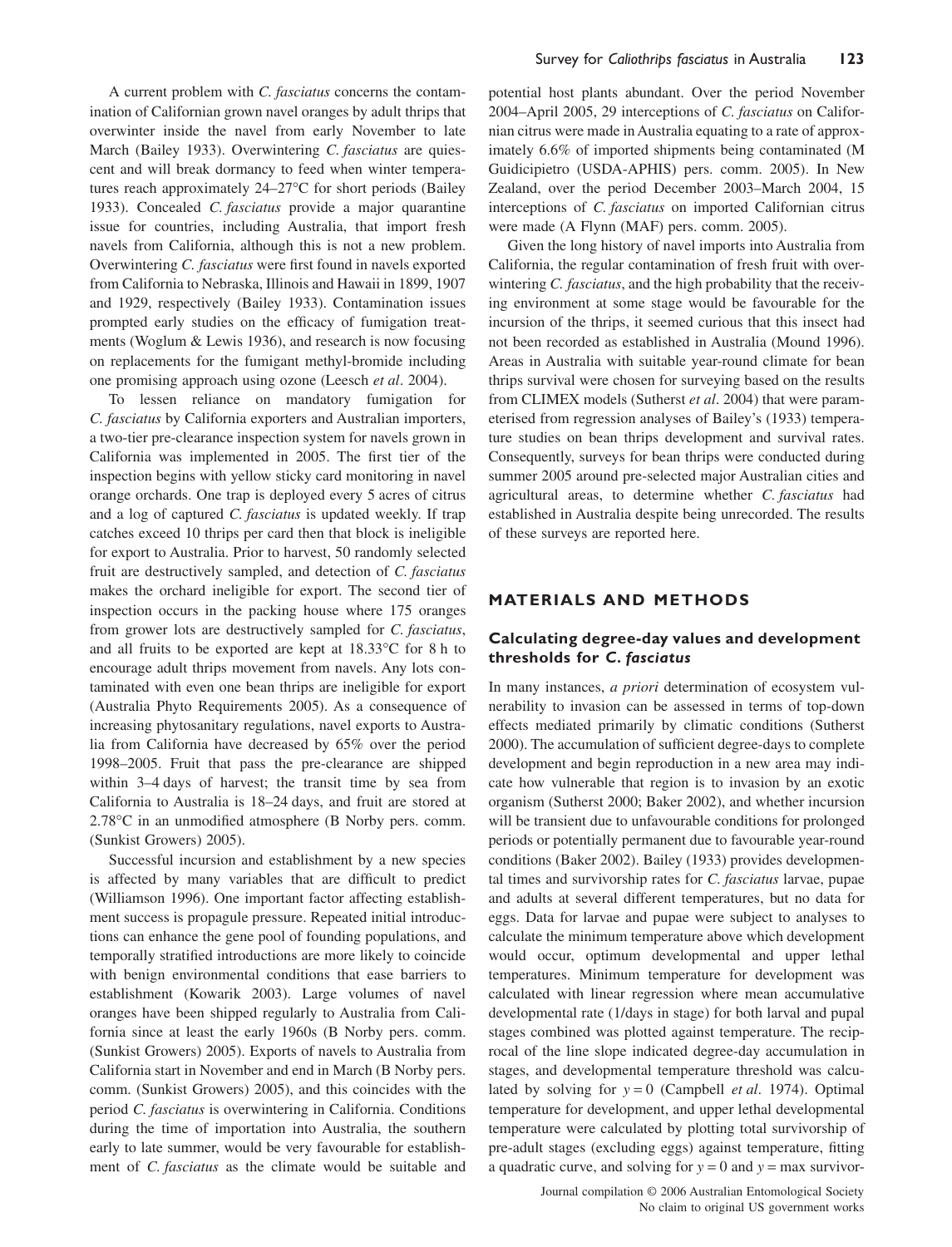A current problem with *C. fasciatus* concerns the contamination of Californian grown navel oranges by adult thrips that overwinter inside the navel from early November to late March (Bailey 1933). Overwintering *C. fasciatus* are quiescent and will break dormancy to feed when winter temperatures reach approximately 24–27°C for short periods (Bailey 1933). Concealed *C. fasciatus* provide a major quarantine issue for countries, including Australia, that import fresh navels from California, although this is not a new problem. Overwintering *C. fasciatus* were first found in navels exported from California to Nebraska, Illinois and Hawaii in 1899, 1907 and 1929, respectively (Bailey 1933). Contamination issues prompted early studies on the efficacy of fumigation treatments (Woglum & Lewis 1936), and research is now focusing on replacements for the fumigant methyl-bromide including one promising approach using ozone (Leesch *et al*. 2004).

To lessen reliance on mandatory fumigation for *C. fasciatus* by California exporters and Australian importers, a two-tier pre-clearance inspection system for navels grown in California was implemented in 2005. The first tier of the inspection begins with yellow sticky card monitoring in navel orange orchards. One trap is deployed every 5 acres of citrus and a log of captured *C. fasciatus* is updated weekly. If trap catches exceed 10 thrips per card then that block is ineligible for export to Australia. Prior to harvest, 50 randomly selected fruit are destructively sampled, and detection of *C. fasciatus* makes the orchard ineligible for export. The second tier of inspection occurs in the packing house where 175 oranges from grower lots are destructively sampled for *C. fasciatus*, and all fruits to be exported are kept at 18.33°C for 8 h to encourage adult thrips movement from navels. Any lots contaminated with even one bean thrips are ineligible for export (Australia Phyto Requirements 2005). As a consequence of increasing phytosanitary regulations, navel exports to Australia from California have decreased by 65% over the period 1998–2005. Fruit that pass the pre-clearance are shipped within 3–4 days of harvest; the transit time by sea from California to Australia is 18–24 days, and fruit are stored at 2.78°C in an unmodified atmosphere (B Norby pers. comm. (Sunkist Growers) 2005).

Successful incursion and establishment by a new species is affected by many variables that are difficult to predict (Williamson 1996). One important factor affecting establishment success is propagule pressure. Repeated initial introductions can enhance the gene pool of founding populations, and temporally stratified introductions are more likely to coincide with benign environmental conditions that ease barriers to establishment (Kowarik 2003). Large volumes of navel oranges have been shipped regularly to Australia from California since at least the early 1960s (B Norby pers. comm. (Sunkist Growers) 2005). Exports of navels to Australia from California start in November and end in March (B Norby pers. comm. (Sunkist Growers) 2005), and this coincides with the period *C. fasciatus* is overwintering in California. Conditions during the time of importation into Australia, the southern early to late summer, would be very favourable for establishment of *C. fasciatus* as the climate would be suitable and potential host plants abundant. Over the period November 2004–April 2005, 29 interceptions of *C. fasciatus* on Californian citrus were made in Australia equating to a rate of approximately 6.6% of imported shipments being contaminated (M Guidicipietro (USDA-APHIS) pers. comm. 2005). In New Zealand, over the period December 2003–March 2004, 15 interceptions of *C. fasciatus* on imported Californian citrus were made (A Flynn (MAF) pers. comm. 2005).

Given the long history of navel imports into Australia from California, the regular contamination of fresh fruit with overwintering *C. fasciatus*, and the high probability that the receiving environment at some stage would be favourable for the incursion of the thrips, it seemed curious that this insect had not been recorded as established in Australia (Mound 1996). Areas in Australia with suitable year-round climate for bean thrips survival were chosen for surveying based on the results from CLIMEX models (Sutherst *et al*. 2004) that were parameterised from regression analyses of Bailey's (1933) temperature studies on bean thrips development and survival rates. Consequently, surveys for bean thrips were conducted during summer 2005 around pre-selected major Australian cities and agricultural areas, to determine whether *C. fasciatus* had established in Australia despite being unrecorded. The results of these surveys are reported here.

## MATERIALS AND METHODS

### Calculating degree-day values and development thresholds for *C. fasciatus*

In many instances, *a priori* determination of ecosystem vulnerability to invasion can be assessed in terms of top-down effects mediated primarily by climatic conditions (Sutherst 2000). The accumulation of sufficient degree-days to complete development and begin reproduction in a new area may indicate how vulnerable that region is to invasion by an exotic organism (Sutherst 2000; Baker 2002), and whether incursion will be transient due to unfavourable conditions for prolonged periods or potentially permanent due to favourable year-round conditions (Baker 2002). Bailey (1933) provides developmental times and survivorship rates for *C. fasciatus* larvae, pupae and adults at several different temperatures, but no data for eggs. Data for larvae and pupae were subject to analyses to calculate the minimum temperature above which development would occur, optimum developmental and upper lethal temperatures. Minimum temperature for development was calculated with linear regression where mean accumulative developmental rate (1/days in stage) for both larval and pupal stages combined was plotted against temperature. The reciprocal of the line slope indicated degree-day accumulation in stages, and developmental temperature threshold was calculated by solving for $y = 0$ (Campbell *et al*. 1974). Optimal temperature for development, and upper lethal developmental temperature were calculated by plotting total survivorship of pre-adult stages (excluding eggs) against temperature, fitting a quadratic curve, and solving for $y = 0$ and $y =$ max survivor-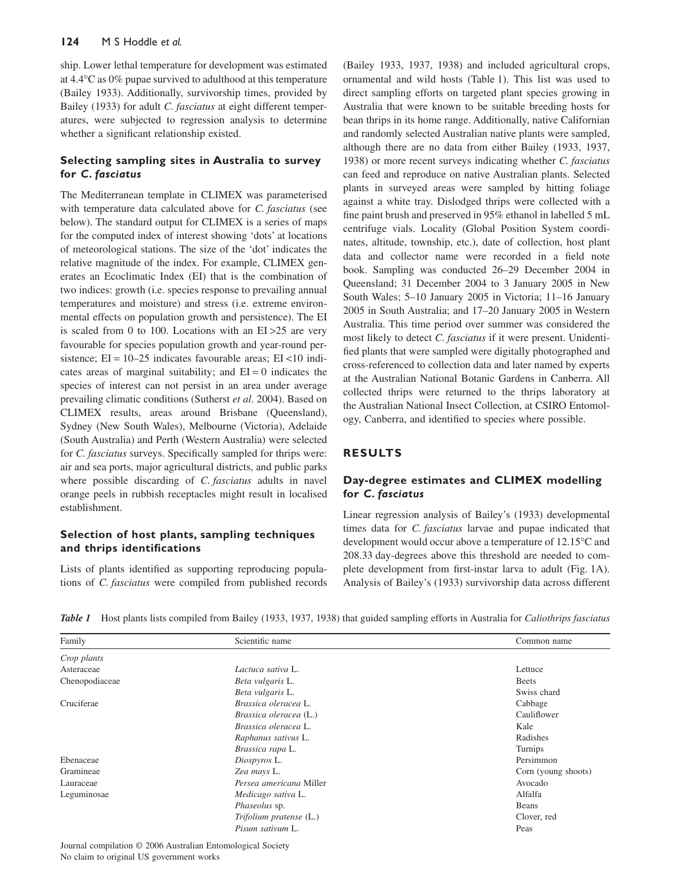ship. Lower lethal temperature for development was estimated at 4.4°C as 0% pupae survived to adulthood at this temperature (Bailey 1933). Additionally, survivorship times, provided by Bailey (1933) for adult *C. fasciatus* at eight different temperatures, were subjected to regression analysis to determine whether a significant relationship existed.

### Selecting sampling sites in Australia to survey for *C. fasciatus*

The Mediterranean template in CLIMEX was parameterised with temperature data calculated above for *C. fasciatus* (see below). The standard output for CLIMEX is a series of maps for the computed index of interest showing 'dots' at locations of meteorological stations. The size of the 'dot' indicates the relative magnitude of the index. For example, CLIMEX generates an Ecoclimatic Index (EI) that is the combination of two indices: growth (i.e. species response to prevailing annual temperatures and moisture) and stress (i.e. extreme environmental effects on population growth and persistence). The EI is scaled from 0 to 100. Locations with an EI >25 are very favourable for species population growth and year-round persistence; EI = 10–25 indicates favourable areas; EI <10 indicates areas of marginal suitability; and EI = 0 indicates the species of interest can not persist in an area under average prevailing climatic conditions (Sutherst *et al*. 2004). Based on CLIMEX results, areas around Brisbane (Queensland), Sydney (New South Wales), Melbourne (Victoria), Adelaide (South Australia) and Perth (Western Australia) were selected for *C. fasciatus* surveys. Specifically sampled for thrips were: air and sea ports, major agricultural districts, and public parks where possible discarding of *C. fasciatus* adults in navel orange peels in rubbish receptacles might result in localised establishment.

### Selection of host plants, sampling techniques and thrips identifications

Lists of plants identified as supporting reproducing populations of *C. fasciatus* were compiled from published records (Bailey 1933, 1937, 1938) and included agricultural crops, ornamental and wild hosts (Table 1). This list was used to direct sampling efforts on targeted plant species growing in Australia that were known to be suitable breeding hosts for bean thrips in its home range. Additionally, native Californian and randomly selected Australian native plants were sampled, although there are no data from either Bailey (1933, 1937, 1938) or more recent surveys indicating whether *C. fasciatus* can feed and reproduce on native Australian plants. Selected plants in surveyed areas were sampled by hitting foliage against a white tray. Dislodged thrips were collected with a fine paint brush and preserved in 95% ethanol in labelled 5 mL centrifuge vials. Locality (Global Position System coordinates, altitude, township, etc.), date of collection, host plant data and collector name were recorded in a field note book. Sampling was conducted 26–29 December 2004 in Queensland; 31 December 2004 to 3 January 2005 in New South Wales; 5–10 January 2005 in Victoria; 11–16 January 2005 in South Australia; and 17–20 January 2005 in Western Australia. This time period over summer was considered the most likely to detect *C. fasciatus* if it were present. Unidentified plants that were sampled were digitally photographed and cross-referenced to collection data and later named by experts at the Australian National Botanic Gardens in Canberra. All collected thrips were returned to the thrips laboratory at the Australian National Insect Collection, at CSIRO Entomology, Canberra, and identified to species where possible.

## RESULTS

### Day-degree estimates and CLIMEX modelling for *C. fasciatus*

Linear regression analysis of Bailey's (1933) developmental times data for *C. fasciatus* larvae and pupae indicated that development would occur above a temperature of 12.15°C and 208.33 day-degrees above this threshold are needed to complete development from first-instar larva to adult (Fig. 1A). Analysis of Bailey's (1933) survivorship data across different

**Table 1** Host plants lists compiled from Bailey (1933, 1937, 1938) that guided sampling efforts in Australia for *Caliothrips fasciatus*

| Family | Scientific name | Common name |
|---|---|---|
| *Crop plants* | | |
| Asteraceae | *Lactuca sativa* L. | Lettuce |
| Chenopodiaceae | *Beta vulgaris* L. | Beets |
| | *Beta vulgaris* L. | Swiss chard |
| Cruciferae | *Brassica oleracea* L. | Cabbage |
| | *Brassica oleracea* (L.) | Cauliflower |
| | *Brassica oleracea* L. | Kale |
| | *Raphanus sativus* L. | Radishes |
| | *Brassica rapa* L. | Turnips |
| Ebenaceae | *Diospyros* L. | Persimmon |
| Gramineae | *Zea mays* L. | Corn (young shoots) |
| Lauraceae | *Persea americana* Miller | Avocado |
| Leguminosae | *Medicago sativa* L. | Alfalfa |
| | *Phaseolus* sp. | Beans |
| | *Trifolium pratense* (L.) | Clover, red |
| | *Pisum sativum* L. | Peas |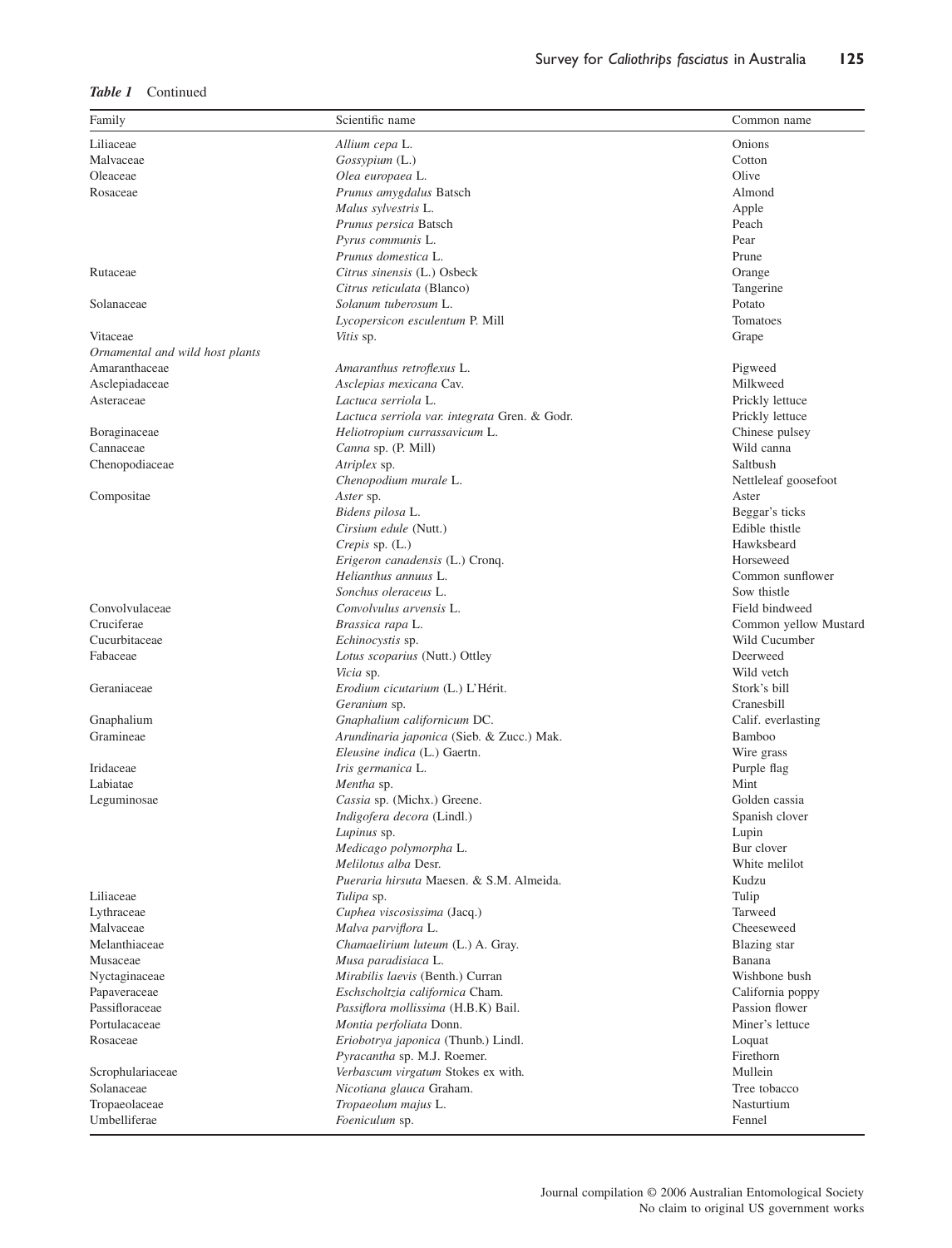*Table 1* Continued

| Family | Scientific name | Common name |
|---|---|---|
| Liliaceae | *Allium cepa* L. | Onions |
| Malvaceae | *Gossypium* (L.) | Cotton |
| Oleaceae | *Olea europaea* L. | Olive |
| Rosaceae | *Prunus amygdalus* Batsch | Almond |
| | *Malus sylvestris* L. | Apple |
| | *Prunus persica* Batsch | Peach |
| | *Pyrus communis* L. | Pear |
| | *Prunus domestica* L. | Prune |
| Rutaceae | *Citrus sinensis* (L.) Osbeck | Orange |
| | *Citrus reticulata* (Blanco) | Tangerine |
| Solanaceae | *Solanum tuberosum* L. | Potato |
| | *Lycopersicon esculentum* P. Mill | Tomatoes |
| Vitaceae | *Vitis* sp. | Grape |
| *Ornamental and wild host plants* | | |
| Amaranthaceae | *Amaranthus retroflexus* L. | Pigweed |
| Asclepiadaceae | *Asclepias mexicana* Cav. | Milkweed |
| Asteraceae | *Lactuca serriola* L. | Prickly lettuce |
| | *Lactuca serriola var. integrata* Gren. & Godr. | Prickly lettuce |
| Boraginaceae | *Heliotropium currassavicum* L. | Chinese pulsey |
| Cannaceae | *Canna* sp. (P. Mill) | Wild canna |
| Chenopodiaceae | *Atriplex* sp. | Saltbush |
| | *Chenopodium murale* L. | Nettleleaf goosefoot |
| Compositae | *Aster* sp. | Aster |
| | *Bidens pilosa* L. | Beggar's ticks |
| | *Cirsium edule* (Nutt.) | Edible thistle |
| | *Crepis* sp. (L.) | Hawksbeard |
| | *Erigeron canadensis* (L.) Cronq. | Horseweed |
| | *Helianthus annuus* L. | Common sunflower |
| | *Sonchus oleraceus* L. | Sow thistle |
| Convolvulaceae | *Convolvulus arvensis* L. | Field bindweed |
| Cruciferae | *Brassica rapa* L. | Common yellow Mustard |
| Cucurbitaceae | *Echinocystis* sp. | Wild Cucumber |
| Fabaceae | *Lotus scoparius* (Nutt.) Ottley | Deerweed |
| | *Vicia* sp. | Wild vetch |
| Geraniaceae | *Erodium cicutarium* (L.) L'Hérit. | Stork's bill |
| | *Geranium* sp. | Cranesbill |
| Gnaphalium | *Gnaphalium californicum* DC. | Calif. everlasting |
| Gramineae | *Arundinaria japonica* (Sieb. & Zucc.) Mak. | Bamboo |
| | *Eleusine indica* (L.) Gaertn. | Wire grass |
| Iridaceae | *Iris germanica* L. | Purple flag |
| Labiatae | *Mentha* sp. | Mint |
| Leguminosae | *Cassia* sp. (Michx.) Greene. | Golden cassia |
| | *Indigofera decora* (Lindl.) | Spanish clover |
| | *Lupinus* sp. | Lupin |
| | *Medicago polymorpha* L. | Bur clover |
| | *Melilotus alba* Desr. | White melilot |
| | *Pueraria hirsuta* Maesen. & S.M. Almeida. | Kudzu |
| Liliaceae | *Tulipa* sp. | Tulip |
| Lythraceae | *Cuphea viscosissima* (Jacq.) | Tarweed |
| Malvaceae | *Malva parviflora* L. | Cheeseweed |
| Melanthiaceae | *Chamaelirium luteum* (L.) A. Gray. | Blazing star |
| Musaceae | *Musa paradisiaca* L. | Banana |
| Nyctaginaceae | *Mirabilis laevis* (Benth.) Curran | Wishbone bush |
| Papaveraceae | *Eschscholtzia californica* Cham. | California poppy |
| Passifloraceae | *Passiflora mollissima* (H.B.K) Bail. | Passion flower |
| Portulacaceae | *Montia perfoliata* Donn. | Miner's lettuce |
| Rosaceae | *Eriobotrya japonica* (Thunb.) Lindl. | Loquat |
| | *Pyracantha* sp. M.J. Roemer. | Firethorn |
| Scrophulariaceae | *Verbascum virgatum* Stokes ex with. | Mullein |
| Solanaceae | *Nicotiana glauca* Graham. | Tree tobacco |
| Tropaeolaceae | *Tropaeolum majus* L. | Nasturtium |
| Umbelliferae | *Foeniculum* sp. | Fennel |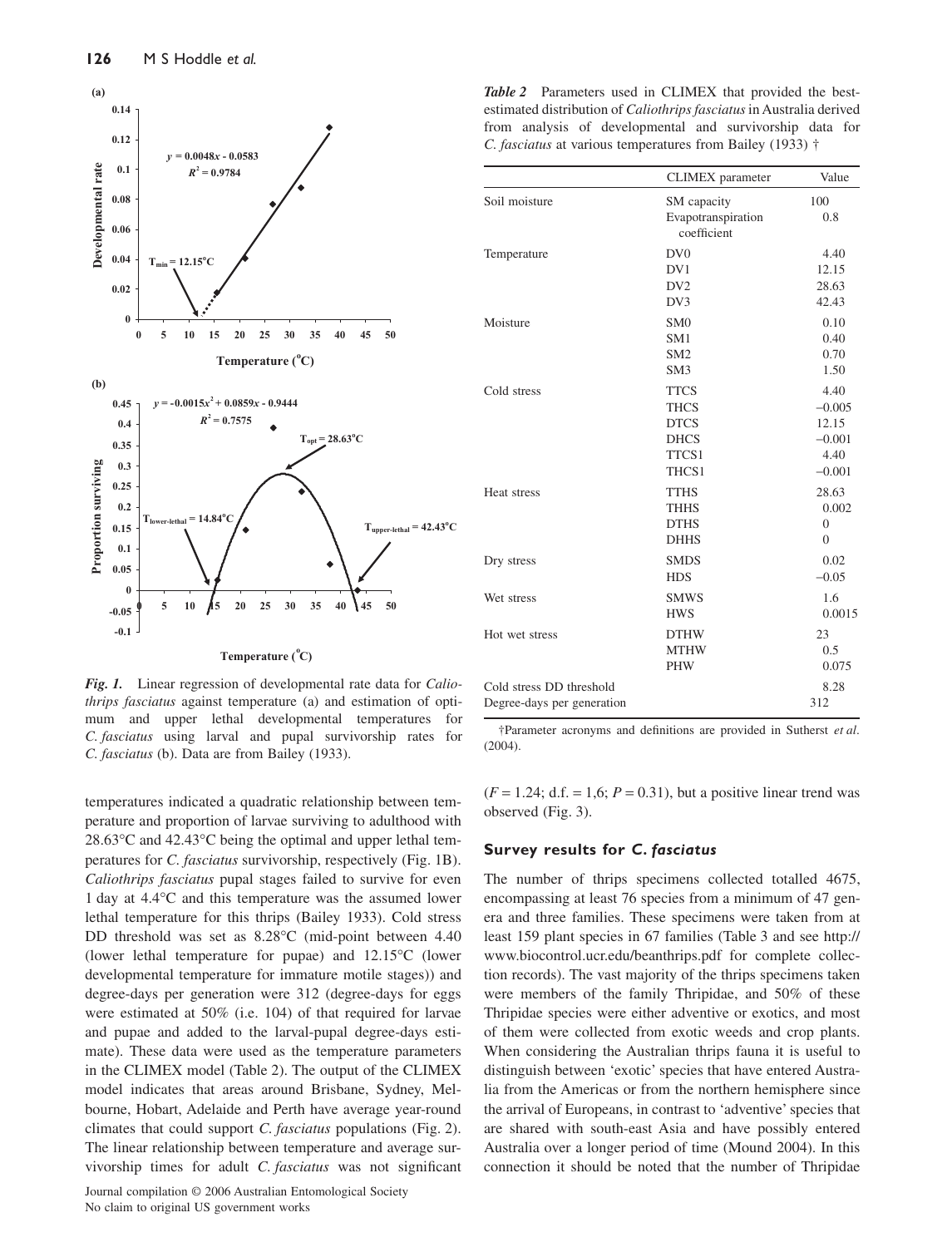*Fig. 1.* Linear regression of developmental rate data for *Caliothrips fasciatus* against temperature (a) and estimation of optimum and upper lethal developmental temperatures for *C. fasciatus* using larval and pupal survivorship rates for *C. fasciatus* (b). Data are from Bailey (1933).

temperatures indicated a quadratic relationship between temperature and proportion of larvae surviving to adulthood with 28.63°C and 42.43°C being the optimal and upper lethal temperatures for *C. fasciatus* survivorship, respectively (Fig. 1B). *Caliothrips fasciatus* pupal stages failed to survive for even 1 day at 4.4°C and this temperature was the assumed lower lethal temperature for this thrips (Bailey 1933). Cold stress DD threshold was set as 8.28°C (mid-point between 4.40 (lower lethal temperature for pupae) and 12.15°C (lower developmental temperature for immature motile stages)) and degree-days per generation were 312 (degree-days for eggs were estimated at 50% (i.e. 104) of that required for larvae and pupae and added to the larval-pupal degree-days estimate). These data were used as the temperature parameters in the CLIMEX model (Table 2). The output of the CLIMEX model indicates that areas around Brisbane, Sydney, Melbourne, Hobart, Adelaide and Perth have average year-round climates that could support *C. fasciatus* populations (Fig. 2). The linear relationship between temperature and average survivorship times for adult *C. fasciatus* was not significant ($F = 1.24$; d.f. = 1,6; $P = 0.31$), but a positive linear trend was observed (Fig. 3).

***Table 2*** Parameters used in CLIMEX that provided the best-estimated distribution of *Caliothrips fasciatus* in Australia derived from analysis of developmental and survivorship data for *C. fasciatus* at various temperatures from Bailey (1933) †

| | CLIMEX parameter | Value |
|---|---|---|
| Soil moisture | SM capacity | 100 |
| | Evapotranspiration coefficient | 0.8 |
| Temperature | DV0 | 4.40 |
| | DV1 | 12.15 |
| | DV2 | 28.63 |
| | DV3 | 42.43 |
| Moisture | SM0 | 0.10 |
| | SM1 | 0.40 |
| | SM2 | 0.70 |
| | SM3 | 1.50 |
| Cold stress | TTCS | 4.40 |
| | THCS | −0.005 |
| | DTCS | 12.15 |
| | DHCS | −0.001 |
| | TTCS1 | 4.40 |
| | THCS1 | −0.001 |
| Heat stress | TTHS | 28.63 |
| | THHS | 0.002 |
| | DTHS | 0 |
| | DHHS | 0 |
| Dry stress | SMDS | 0.02 |
| | HDS | −0.05 |
| Wet stress | SMWS | 1.6 |
| | HWS | 0.0015 |
| Hot wet stress | DTHW | 23 |
| | MTHW | 0.5 |
| | PHW | 0.075 |
| Cold stress DD threshold | | 8.28 |
| Degree-days per generation | | 312 |

†Parameter acronyms and definitions are provided in Sutherst *et al*. (2004).

## Survey results for *C. fasciatus*

The number of thrips specimens collected totalled 4675, encompassing at least 76 species from a minimum of 47 genera and three families. These specimens were taken from at least 159 plant species in 67 families (Table 3 and see http://www.biocontrol.ucr.edu/beanthrips.pdf for complete collection records). The vast majority of the thrips specimens taken were members of the family Thripidae, and 50% of these Thripidae species were either adventive or exotics, and most of them were collected from exotic weeds and crop plants. When considering the Australian thrips fauna it is useful to distinguish between 'exotic' species that have entered Australia from the Americas or from the northern hemisphere since the arrival of Europeans, in contrast to 'adventive' species that are shared with south-east Asia and have possibly entered Australia over a longer period of time (Mound 2004). In this connection it should be noted that the number of Thripidae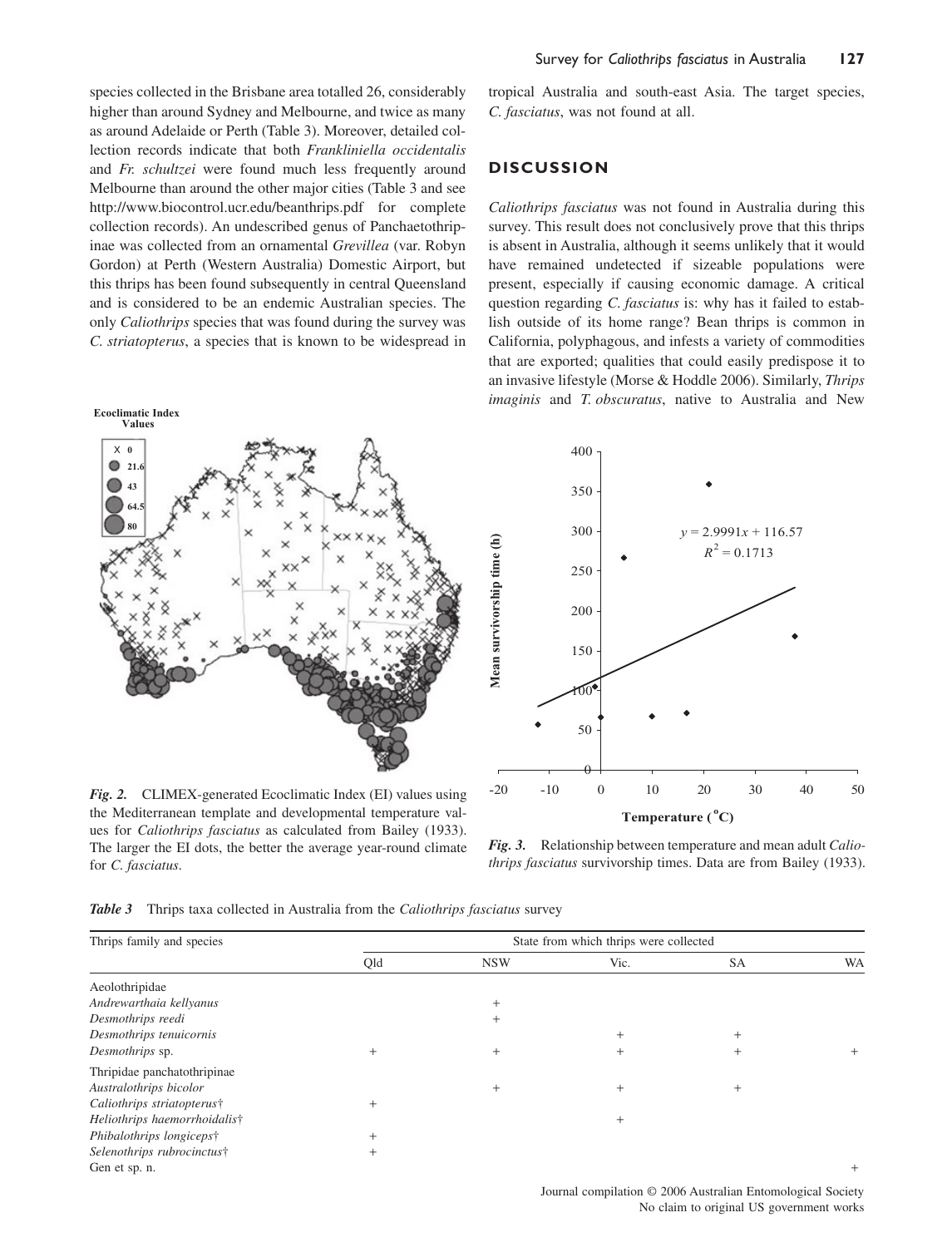species collected in the Brisbane area totalled 26, considerably higher than around Sydney and Melbourne, and twice as many as around Adelaide or Perth (Table 3). Moreover, detailed collection records indicate that both *Frankliniella occidentalis* and *Fr. schultzei* were found much less frequently around Melbourne than around the other major cities (Table 3 and see http://www.biocontrol.ucr.edu/beanthrips.pdf for complete collection records). An undescribed genus of Panchaetothripinae was collected from an ornamental *Grevillea* (var. Robyn Gordon) at Perth (Western Australia) Domestic Airport, but this thrips has been found subsequently in central Queensland and is considered to be an endemic Australian species. The only *Caliothrips* species that was found during the survey was *C. striatopterus*, a species that is known to be widespread in tropical Australia and south-east Asia. The target species, *C. fasciatus*, was not found at all.

## DISCUSSION

*Caliothrips fasciatus* was not found in Australia during this survey. This result does not conclusively prove that this thrips is absent in Australia, although it seems unlikely that it would have remained undetected if sizeable populations were present, especially if causing economic damage. A critical question regarding *C. fasciatus* is: why has it failed to establish outside of its home range? Bean thrips is common in California, polyphagous, and infests a variety of commodities that are exported; qualities that could easily predispose it to an invasive lifestyle (Morse & Hoddle 2006). Similarly, *Thrips imaginis* and *T. obscuratus*, native to Australia and New

***Fig. 2.*** CLIMEX-generated Ecoclimatic Index (EI) values using the Mediterranean template and developmental temperature values for *Caliothrips fasciatus* as calculated from Bailey (1933). The larger the EI dots, the better the average year-round climate for *C. fasciatus*.

***Fig. 3.*** Relationship between temperature and mean adult *Caliothrips fasciatus* survivorship times. Data are from Bailey (1933).

***Table 3*** Thrips taxa collected in Australia from the *Caliothrips fasciatus* survey

| Thrips family and species | State from which thrips were collected | | | | |
|---|---|---|---|---|---|
| | Qld | NSW | Vic. | SA | WA |
| Aeolothripidae | | | | | |
| *Andrewarthaia kellyanus* | | + | | | |
| *Desmothrips reedi* | | + | | | |
| *Desmothrips tenuicornis* | | | + | + | |
| *Desmothrips* sp. | + | + | + | + | + |
| Thripidae panchatothripinae | | | | | |
| *Australothrips bicolor* | | + | + | + | |
| *Caliothrips striatopterus*† | + | | | | |
| *Heliothrips haemorrhoidalis*† | | | + | | |
| *Phibalothrips longiceps*† | + | | | | |
| *Selenothrips rubrocinctus*† | + | | | | |
| Gen et sp. n. | | | | | + |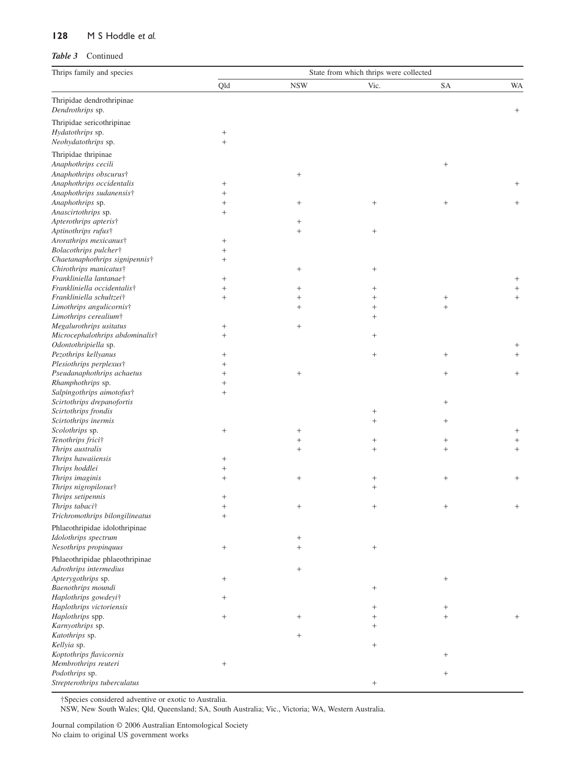*Table 3* Continued

| Thrips family and species | State from which thrips were collected | | | | |
|---|---|---|---|---|---|
| | Qld | NSW | Vic. | SA | WA |
| Thripidae dendrothripinae | | | | | |
| *Dendrothrips* sp. | | | | | + |
| Thripidae sericothripinae | | | | | |
| *Hydatothrips* sp. | + | | | | |
| *Neohydatothrips* sp. | + | | | | |
| Thripidae thripinae | | | | | |
| *Anaphothrips cecili* | | | | + | |
| *Anaphothrips obscurus*† | | + | | | |
| *Anaphothrips occidentalis* | + | | | | + |
| *Anaphothrips sudanensis*† | + | | | | |
| *Anaphothrips* sp. | + | + | + | + | + |
| *Anascirtothrips* sp. | + | | | | |
| *Apterothrips apteris*† | | + | | | |
| *Aptinothrips rufus*† | | + | + | | |
| *Arorathrips mexicanus*† | + | | | | |
| *Bolacothrips pulcher*† | + | | | | |
| *Chaetanaphothrips signipennis*† | + | | | | |
| *Chirothrips manicatus*† | | + | + | | |
| *Frankliniella lantanae*† | + | | | | + |
| *Frankliniella occidentalis*† | + | + | + | | + |
| *Frankliniella schultzei*† | + | + | + | + | + |
| *Limothrips angulicornis*† | | + | + | + | |
| *Limothrips cerealium*† | | | + | | |
| *Megalurothrips usitatus* | + | + | | | |
| *Microcephalothrips abdominalis*† | + | | + | | |
| *Odontothripiella* sp. | | | | | + |
| *Pezothrips kellyanus* | + | | + | + | + |
| *Plesiothrips perplexus*† | + | | | | |
| *Pseudanaphothrips achaetus* | + | + | | + | + |
| *Rhamphothrips* sp. | + | | | | |
| *Salpingothrips aimotofus*† | + | | | | |
| *Scirtothrips drepanofortis* | | | | + | |
| *Scirtothrips frondis* | | | + | | |
| *Scirtothrips inermis* | | | + | + | |
| *Scolothrips* sp. | + | + | | | + |
| *Tenothrips frici*† | | + | + | + | + |
| *Thrips australis* | | + | + | + | + |
| *Thrips hawaiiensis* | + | | | | |
| *Thrips hoddlei* | + | | | | |
| *Thrips imaginis* | + | + | + | + | + |
| *Thrips nigropilosus*† | | | + | | |
| *Thrips setipennis* | + | | | | |
| *Thrips tabaci*† | + | + | + | + | + |
| *Trichromothrips bilongilineatus* | + | | | | |
| Phlaeothripidae idolothripinae | | | | | |
| *Idolothrips spectrum* | | + | | | |
| *Nesothrips propinquus* | + | + | + | | |
| Phlaeothripidae phlaeothripinae | | | | | |
| *Adrothrips intermedius* | | + | | | |
| *Apterygothrips* sp. | + | | | + | |
| *Baenothrips moundi* | | | + | | |
| *Haplothrips gowdeyi*† | + | | | | |
| *Haplothrips victoriensis* | | | + | + | |
| *Haplothrips* spp. | + | + | + | + | + |
| *Karnyothrips* sp. | | | + | | |
| *Katothrips* sp. | | + | | | |
| *Kellyia* sp. | | | + | | |
| *Koptothrips flavicornis* | | | | + | |
| *Membrothrips reuteri* | + | | | | |
| *Podothrips* sp. | | | | + | |
| *Strepterothrips tuberculatus* | | | + | | |

†Species considered adventive or exotic to Australia.

NSW, New South Wales; Qld, Queensland; SA, South Australia; Vic., Victoria; WA, Western Australia.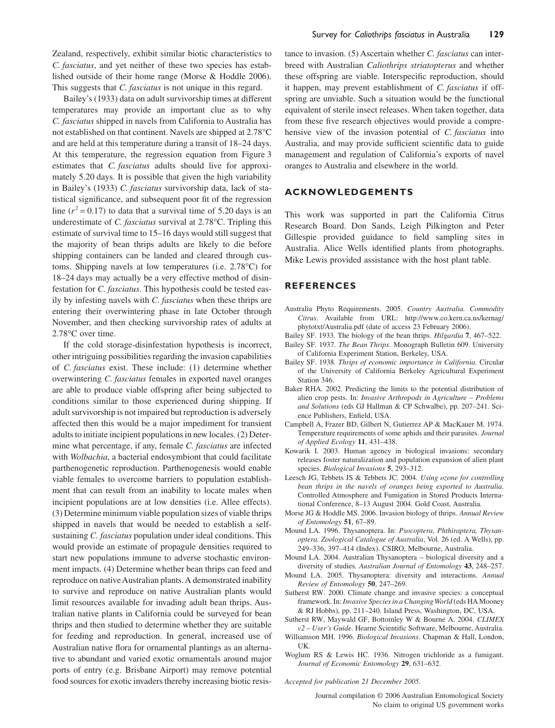Zealand, respectively, exhibit similar biotic characteristics to *C. fasciatus*, and yet neither of these two species has established outside of their home range (Morse & Hoddle 2006). This suggests that *C. fasciatus* is not unique in this regard.

Bailey's (1933) data on adult survivorship times at different temperatures may provide an important clue as to why *C. fasciatus* shipped in navels from California to Australia has not established on that continent. Navels are shipped at 2.78°C and are held at this temperature during a transit of 18–24 days. At this temperature, the regression equation from Figure 3 estimates that *C. fasciatus* adults should live for approximately 5.20 days. It is possible that given the high variability in Bailey's (1933) *C. fasciatus* survivorship data, lack of statistical significance, and subsequent poor fit of the regression line ($r^2 = 0.17$) to data that a survival time of 5.20 days is an underestimate of *C. fasciatus* survival at 2.78°C. Tripling this estimate of survival time to 15–16 days would still suggest that the majority of bean thrips adults are likely to die before shipping containers can be landed and cleared through customs. Shipping navels at low temperatures (i.e. 2.78°C) for 18–24 days may actually be a very effective method of disinfestation for *C. fasciatus*. This hypothesis could be tested easily by infesting navels with *C. fasciatus* when these thrips are entering their overwintering phase in late October through November, and then checking survivorship rates of adults at 2.78°C over time.

If the cold storage-disinfestation hypothesis is incorrect, other intriguing possibilities regarding the invasion capabilities of *C. fasciatus* exist. These include: (1) determine whether overwintering *C. fasciatus* females in exported navel oranges are able to produce viable offspring after being subjected to conditions similar to those experienced during shipping. If adult survivorship is not impaired but reproduction is adversely affected then this would be a major impediment for transient adults to initiate incipient populations in new locales. (2) Determine what percentage, if any, female *C. fasciatus* are infected with *Wolbachia*, a bacterial endosymbiont that could facilitate parthenogenetic reproduction. Parthenogenesis would enable viable females to overcome barriers to population establishment that can result from an inability to locate males when incipient populations are at low densities (i.e. Allee effects). (3) Determine minimum viable population sizes of viable thrips shipped in navels that would be needed to establish a self-sustaining *C. fasciatus* population under ideal conditions. This would provide an estimate of propagule densities required to start new populations immune to adverse stochastic environment impacts. (4) Determine whether bean thrips can feed and reproduce on native Australian plants. A demonstrated inability to survive and reproduce on native Australian plants would limit resources available for invading adult bean thrips. Australian native plants in California could be surveyed for bean thrips and then studied to determine whether they are suitable for feeding and reproduction. In general, increased use of Australian native flora for ornamental plantings as an alternative to abundant and varied exotic ornamentals around major ports of entry (e.g. Brisbane Airport) may remove potential food sources for exotic invaders thereby increasing biotic resistance to invasion. (5) Ascertain whether *C. fasciatus* can interbreed with Australian *Caliothrips striatopterus* and whether these offspring are viable. Interspecific reproduction, should it happen, may prevent establishment of *C. fasciatus* if offspring are unviable. Such a situation would be the functional equivalent of sterile insect releases. When taken together, data from these five research objectives would provide a comprehensive view of the invasion potential of *C. fasciatus* into Australia, and may provide sufficient scientific data to guide management and regulation of California's exports of navel oranges to Australia and elsewhere in the world.

## ACKNOWLEDGEMENTS

This work was supported in part the California Citrus Research Board. Don Sands, Leigh Pilkington and Peter Gillespie provided guidance to field sampling sites in Australia. Alice Wells identified plants from photographs. Mike Lewis provided assistance with the host plant table.

## REFERENCES

Australia Phyto Requirements. 2005. *Country Australia. Commodity Citrus*. Available from URL: http://www.co.kern.ca.us/kernag/phytotxt/Australia.pdf (date of access 23 February 2006).

Bailey SF. 1933. The biology of the bean thrips. *Hilgardia* **7**, 467–522.

Bailey SF. 1937. *The Bean Thrips*. Monograph Bulletin 609. University of California Experiment Station, Berkeley, USA.

Bailey SF. 1938. *Thrips of economic importance in California.* Circular of the University of California Berkeley Agricultural Experiment Station 346.

Baker RHA. 2002. Predicting the limits to the potential distribution of alien crop pests. In: *Invasive Arthropods in Agriculture – Problems and Solutions* (eds GJ Hallman & CP Schwalbe), pp. 207–241. Science Publishers, Enfield, USA.

Campbell A, Frazer BD, Gilbert N, Gutierrez AP & MacKauer M. 1974. Temperature requirements of some aphids and their parasites. *Journal of Applied Ecology* **11**, 431–438.

Kowarik I. 2003. Human agency in biological invasions: secondary releases foster naturalization and population expansion of alien plant species. *Biological Invasions* **5**, 293–312.

Leesch JG, Tebbets JS & Tebbets JC. 2004. *Using ozone for controlling bean thrips in the navels of oranges being exported to Australia.* Controlled Atmosphere and Fumigation in Stored Products International Conference, 8–13 August 2004. Gold Coast, Australia.

Morse JG & Hoddle MS. 2006. Invasion biology of thrips. *Annual Review of Entomology* **51**, 67–89.

Mound LA. 1996. Thysanoptera. In: *Psocoptera, Phthiraptera, Thysanoptera. Zoological Catalogue of Australia*, Vol. 26 (ed. A Wells), pp. 249–336, 397–414 (Index). CSIRO, Melbourne, Australia.

Mound LA. 2004. Australian Thysanoptera – biological diversity and a diversity of studies. *Australian Journal of Entomology* **43**, 248–257.

Mound LA. 2005. Thysanoptera: diversity and interactions. *Annual Review of Entomology* **50**, 247–269.

Sutherst RW. 2000. Climate change and invasive species: a conceptual framework. In: *Invasive Species in a Changing World* (eds HA Mooney & RJ Hobbs), pp. 211–240. Island Press, Washington, DC, USA.

Sutherst RW, Maywald GF, Bottomley W & Bourne A. 2004. *CLIMEX v2 – User's Guide*. Hearne Scientific Software, Melbourne, Australia.

Williamson MH. 1996. *Biological Invasions*. Chapman & Hall, London, UK.

Woglum RS & Lewis HC. 1936. Nitrogen trichloride as a fumigant. *Journal of Economic Entomology* **29**, 631–632.

*Accepted for publication 21 December 2005.*